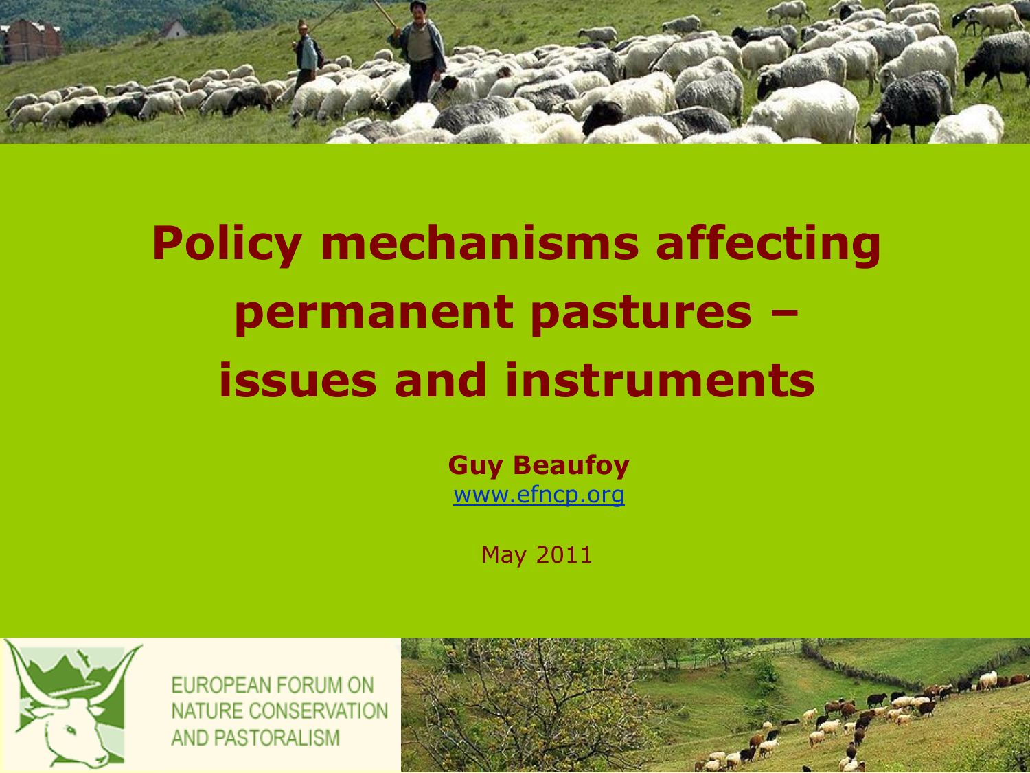# Policy mechanisms affecting permanent pastures – issues and instruments

**Guy Beaufoy**
www.efncp.org

May 2011

EUROPEAN FORUM ON NATURE CONSERVATION AND PASTORALISM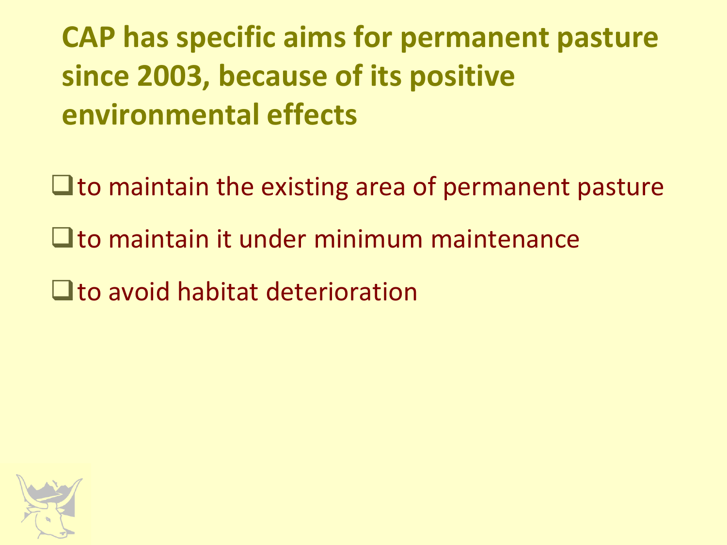## CAP has specific aims for permanent pasture since 2003, because of its positive environmental effects

- to maintain the existing area of permanent pasture
- to maintain it under minimum maintenance
- to avoid habitat deterioration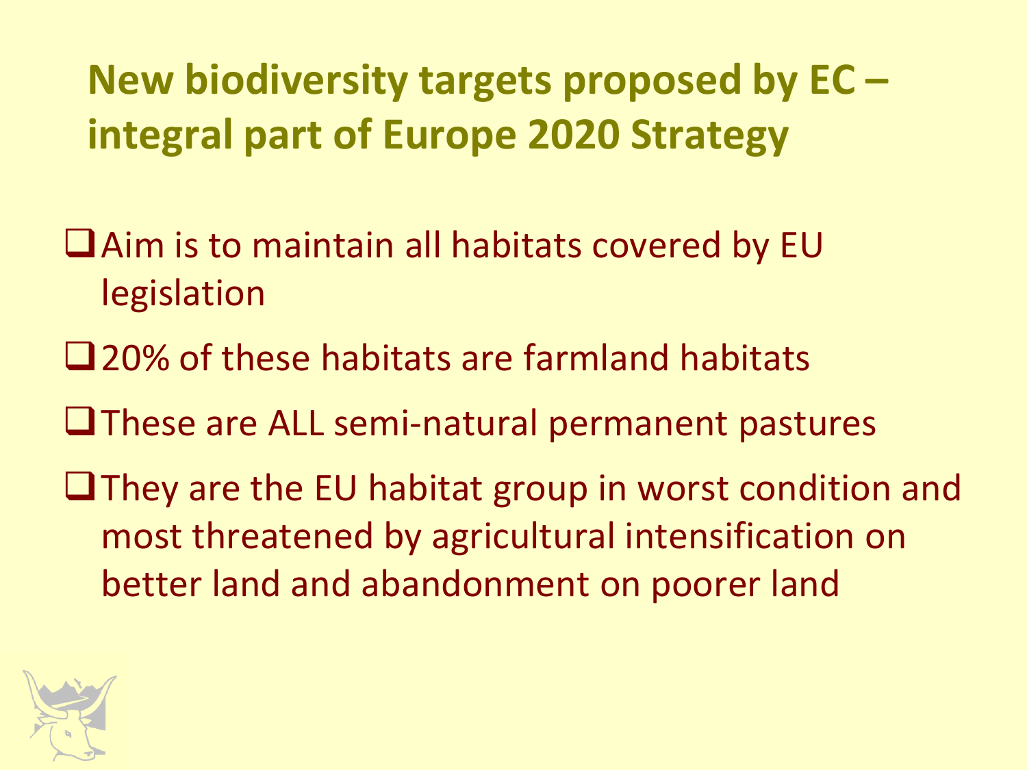# New biodiversity targets proposed by EC – integral part of Europe 2020 Strategy

- Aim is to maintain all habitats covered by EU legislation
- 20% of these habitats are farmland habitats
- These are ALL semi-natural permanent pastures
- They are the EU habitat group in worst condition and most threatened by agricultural intensification on better land and abandonment on poorer land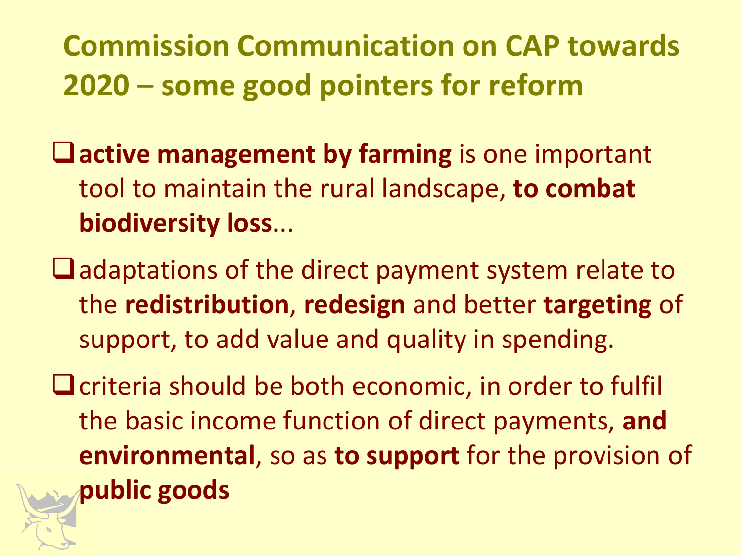# Commission Communication on CAP towards 2020 – some good pointers for reform

- **active management by farming** is one important tool to maintain the rural landscape, **to combat biodiversity loss**...
- adaptations of the direct payment system relate to the **redistribution**, **redesign** and better **targeting** of support, to add value and quality in spending.
- criteria should be both economic, in order to fulfil the basic income function of direct payments, **and environmental**, so as **to support** for the provision of **public goods**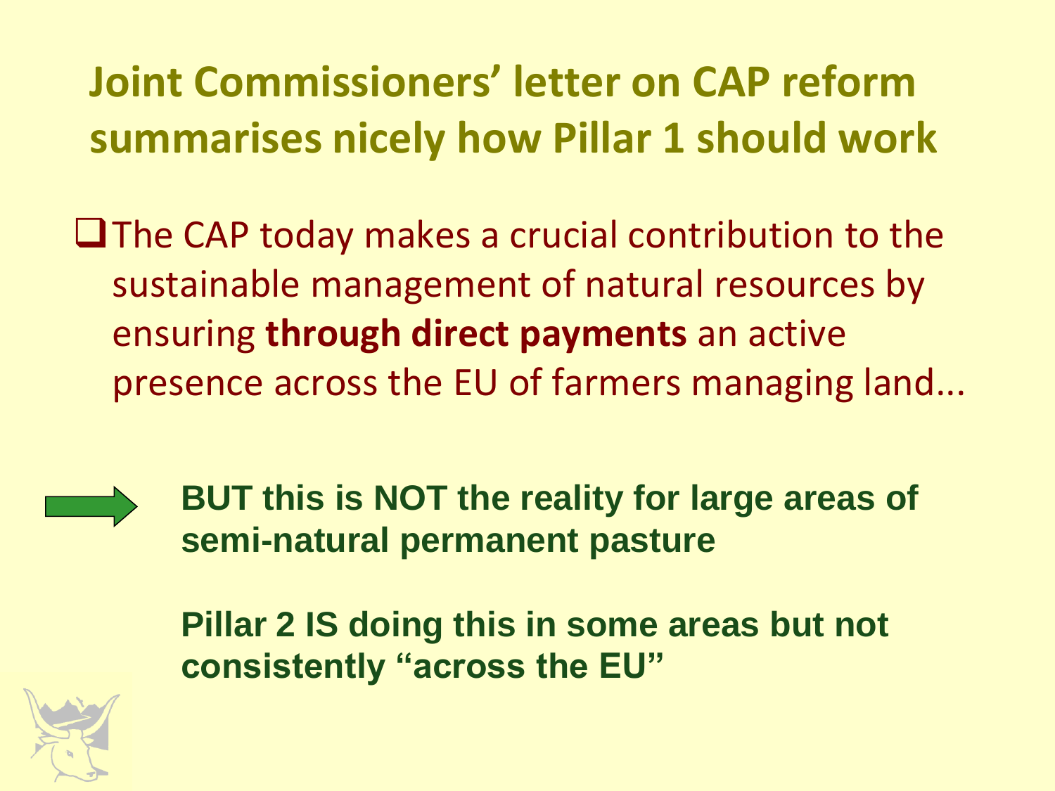# Joint Commissioners' letter on CAP reform summarises nicely how Pillar 1 should work

- The CAP today makes a crucial contribution to the sustainable management of natural resources by ensuring **through direct payments** an active presence across the EU of farmers managing land...

**BUT this is NOT the reality for large areas of semi-natural permanent pasture**

**Pillar 2 IS doing this in some areas but not consistently "across the EU"**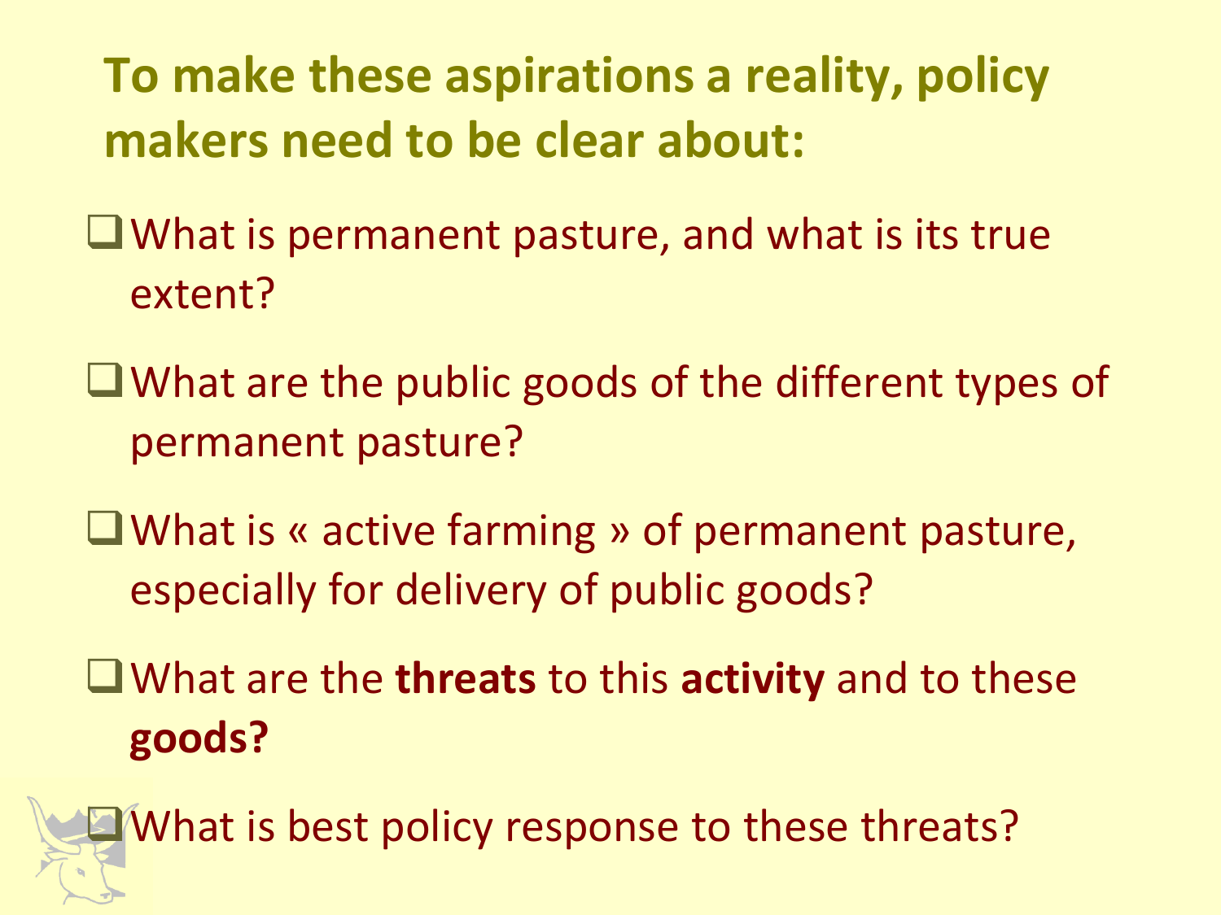## To make these aspirations a reality, policy makers need to be clear about:

- What is permanent pasture, and what is its true extent?
- What are the public goods of the different types of permanent pasture?
- What is « active farming » of permanent pasture, especially for delivery of public goods?
- What are the **threats** to this **activity** and to these **goods?**
- What is best policy response to these threats?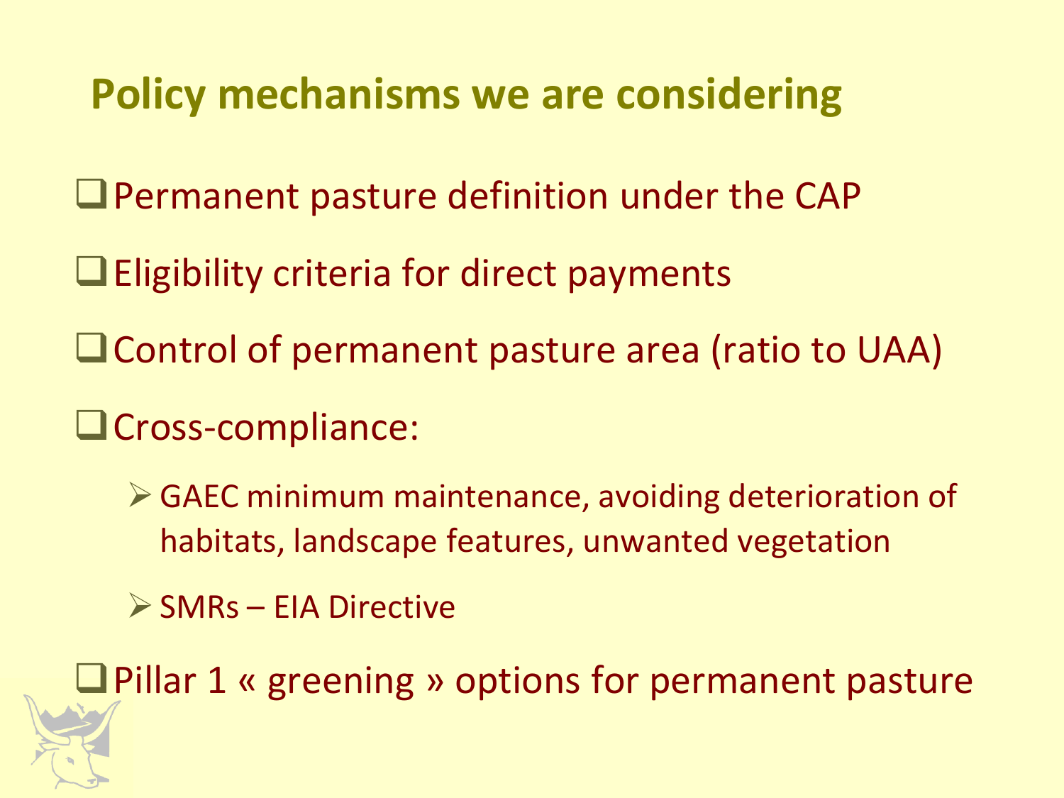## Policy mechanisms we are considering

- Permanent pasture definition under the CAP
- Eligibility criteria for direct payments
- Control of permanent pasture area (ratio to UAA)
- Cross-compliance:
  - GAEC minimum maintenance, avoiding deterioration of habitats, landscape features, unwanted vegetation
  - SMRs – EIA Directive
- Pillar 1 « greening » options for permanent pasture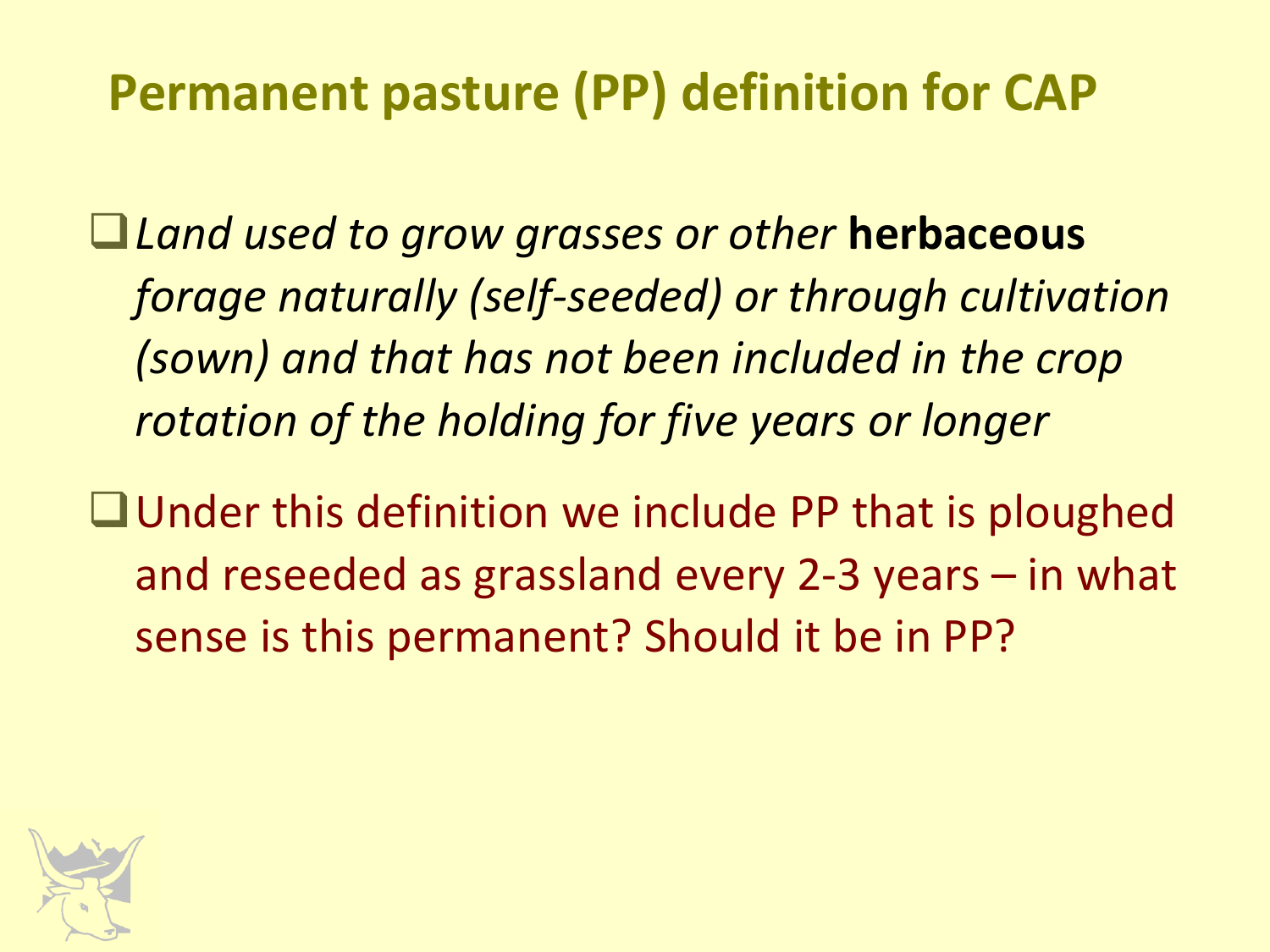# Permanent pasture (PP) definition for CAP

- *Land used to grow grasses or other* **herbaceous** *forage naturally (self-seeded) or through cultivation (sown) and that has not been included in the crop rotation of the holding for five years or longer*
- Under this definition we include PP that is ploughed and reseeded as grassland every 2-3 years – in what sense is this permanent? Should it be in PP?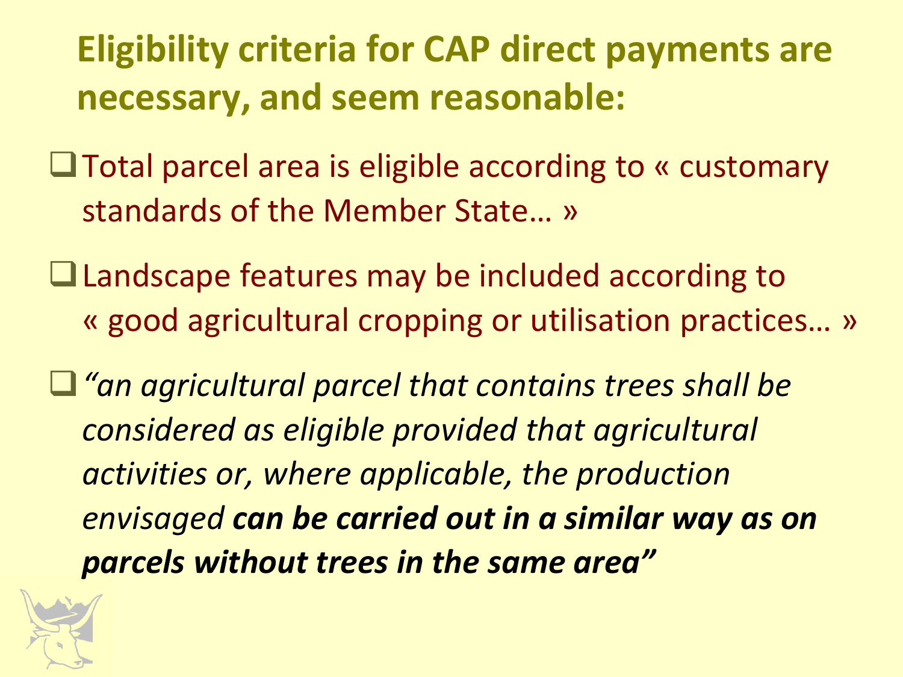## Eligibility criteria for CAP direct payments are necessary, and seem reasonable:

- Total parcel area is eligible according to « customary standards of the Member State… »
- Landscape features may be included according to « good agricultural cropping or utilisation practices… »
- *"an agricultural parcel that contains trees shall be considered as eligible provided that agricultural activities or, where applicable, the production envisaged* ***can be carried out in a similar way as on parcels without trees in the same area"***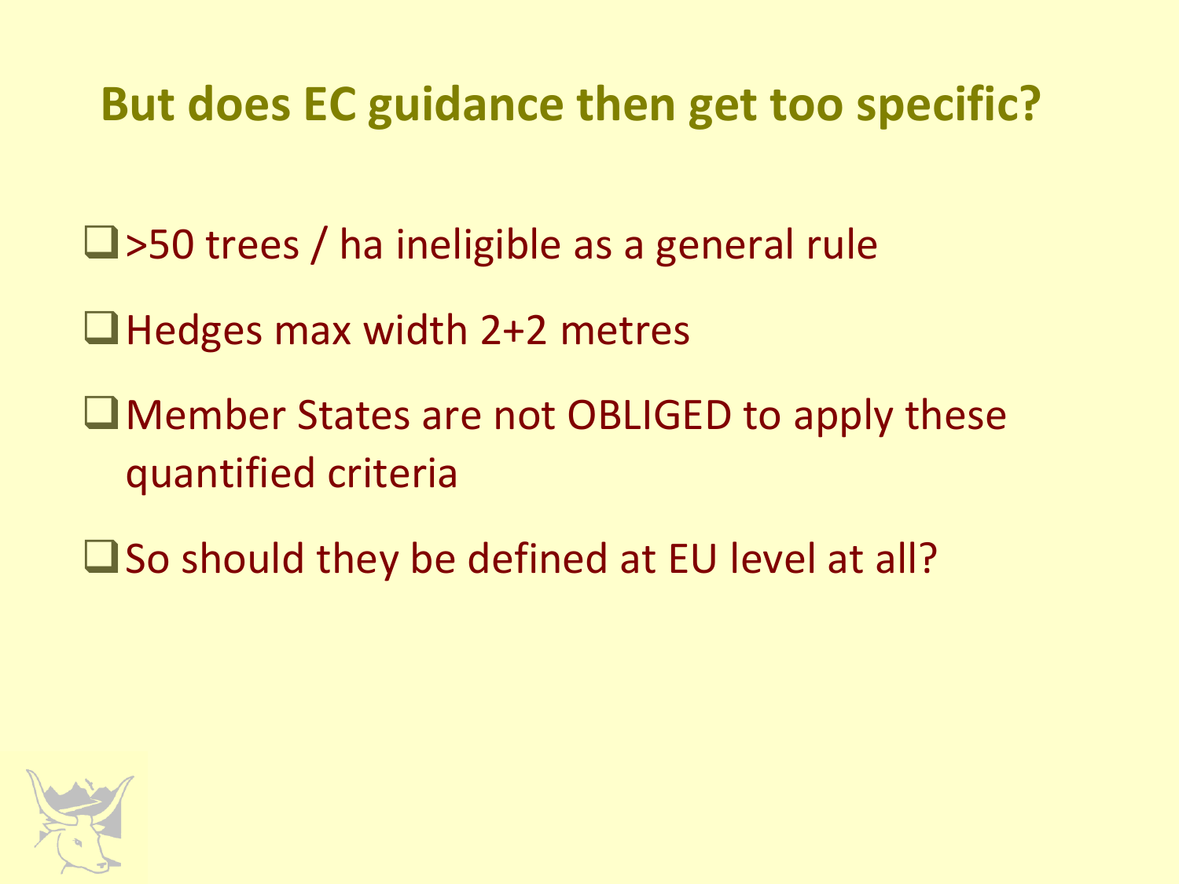## But does EC guidance then get too specific?

- >50 trees / ha ineligible as a general rule
- Hedges max width 2+2 metres
- Member States are not OBLIGED to apply these quantified criteria
- So should they be defined at EU level at all?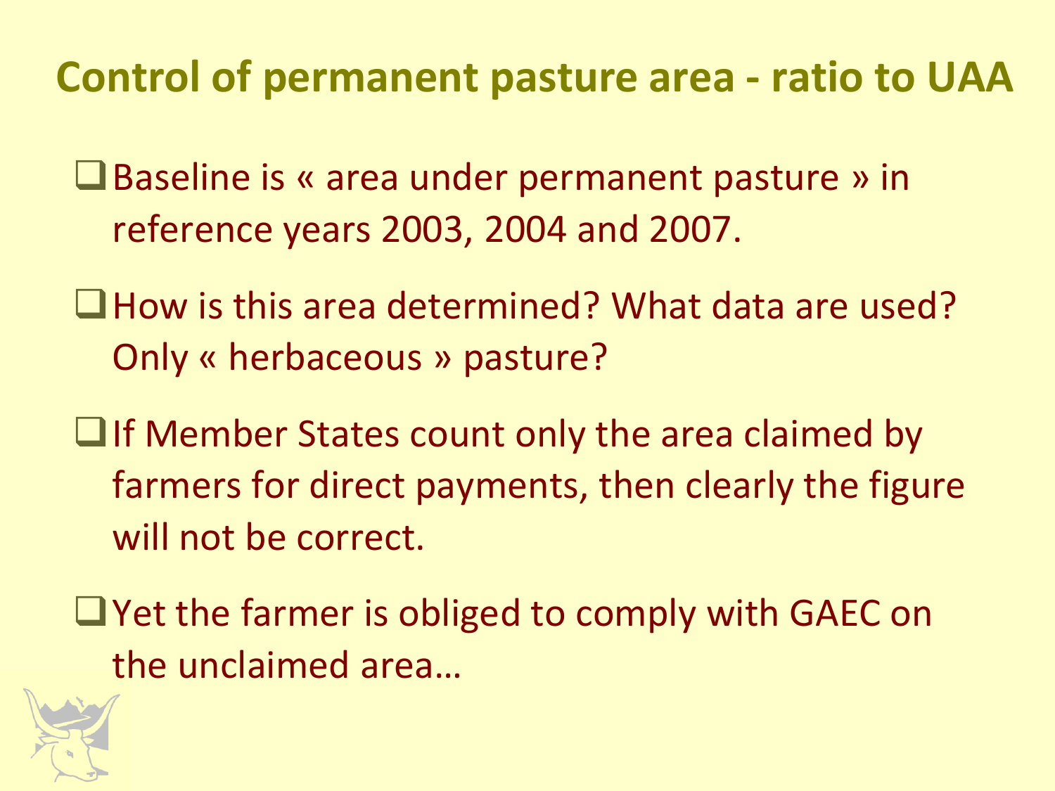# Control of permanent pasture area - ratio to UAA

- Baseline is « area under permanent pasture » in reference years 2003, 2004 and 2007.
- How is this area determined? What data are used? Only « herbaceous » pasture?
- If Member States count only the area claimed by farmers for direct payments, then clearly the figure will not be correct.
- Yet the farmer is obliged to comply with GAEC on the unclaimed area…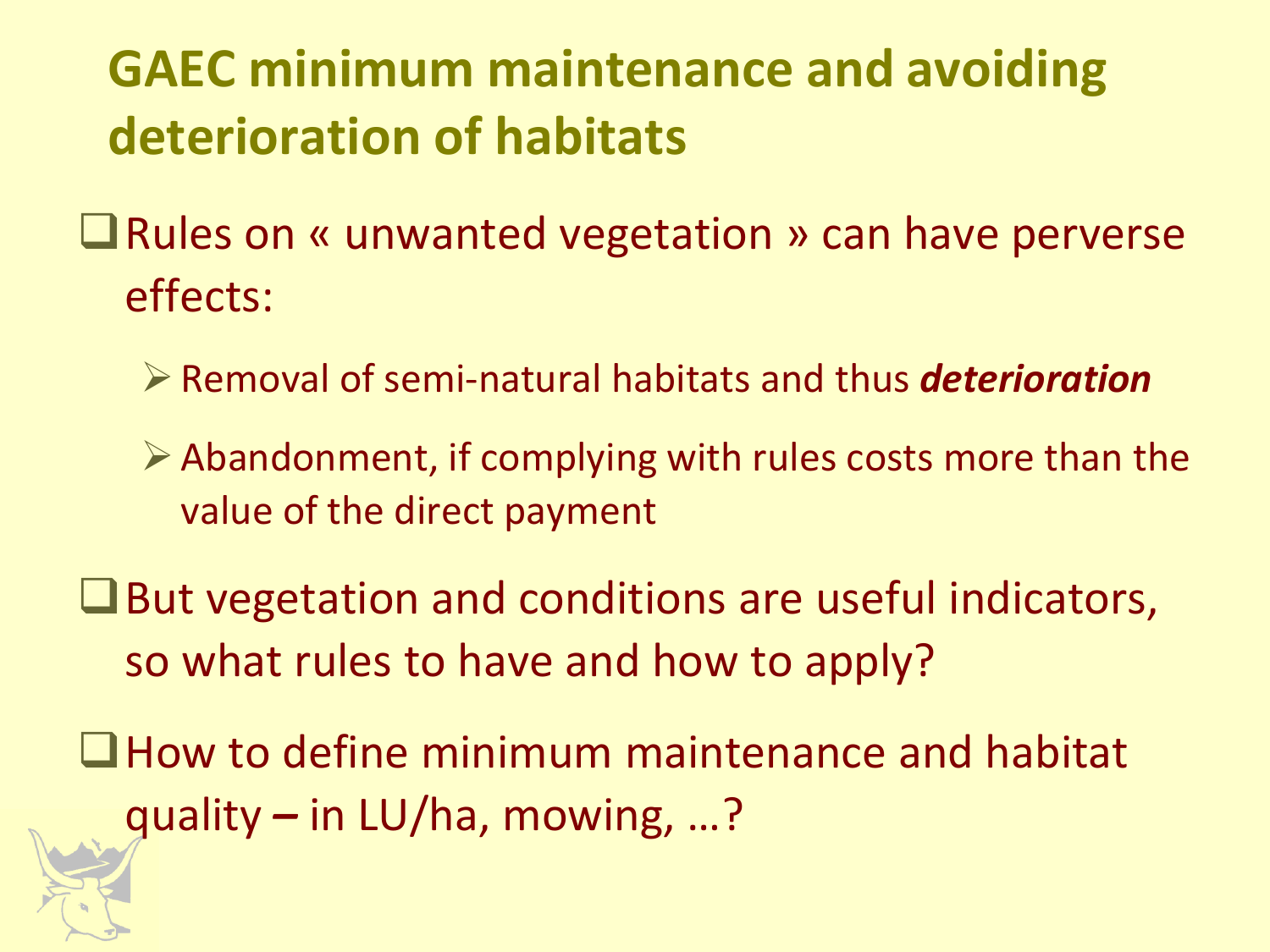# GAEC minimum maintenance and avoiding deterioration of habitats

- Rules on « unwanted vegetation » can have perverse effects:
  - Removal of semi-natural habitats and thus ***deterioration***
  - Abandonment, if complying with rules costs more than the value of the direct payment
- But vegetation and conditions are useful indicators, so what rules to have and how to apply?
- How to define minimum maintenance and habitat quality – in LU/ha, mowing, …?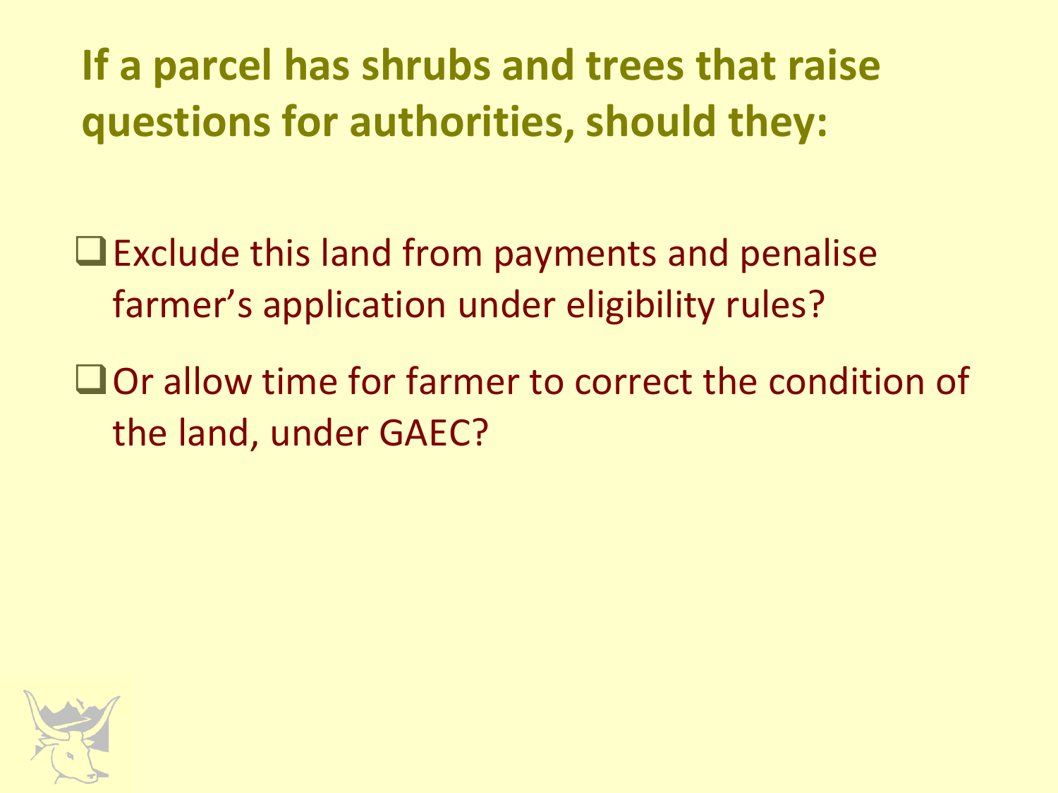## If a parcel has shrubs and trees that raise questions for authorities, should they:

- Exclude this land from payments and penalise farmer's application under eligibility rules?
- Or allow time for farmer to correct the condition of the land, under GAEC?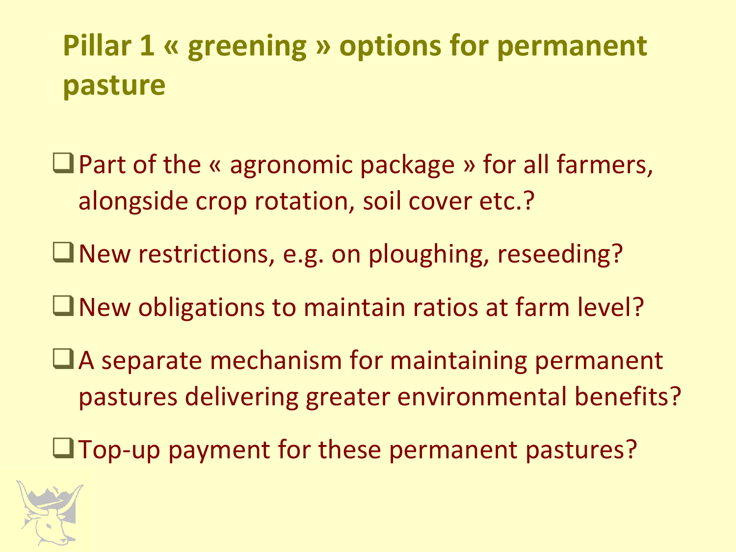## Pillar 1 « greening » options for permanent pasture

- Part of the « agronomic package » for all farmers, alongside crop rotation, soil cover etc.?
- New restrictions, e.g. on ploughing, reseeding?
- New obligations to maintain ratios at farm level?
- A separate mechanism for maintaining permanent pastures delivering greater environmental benefits?
- Top-up payment for these permanent pastures?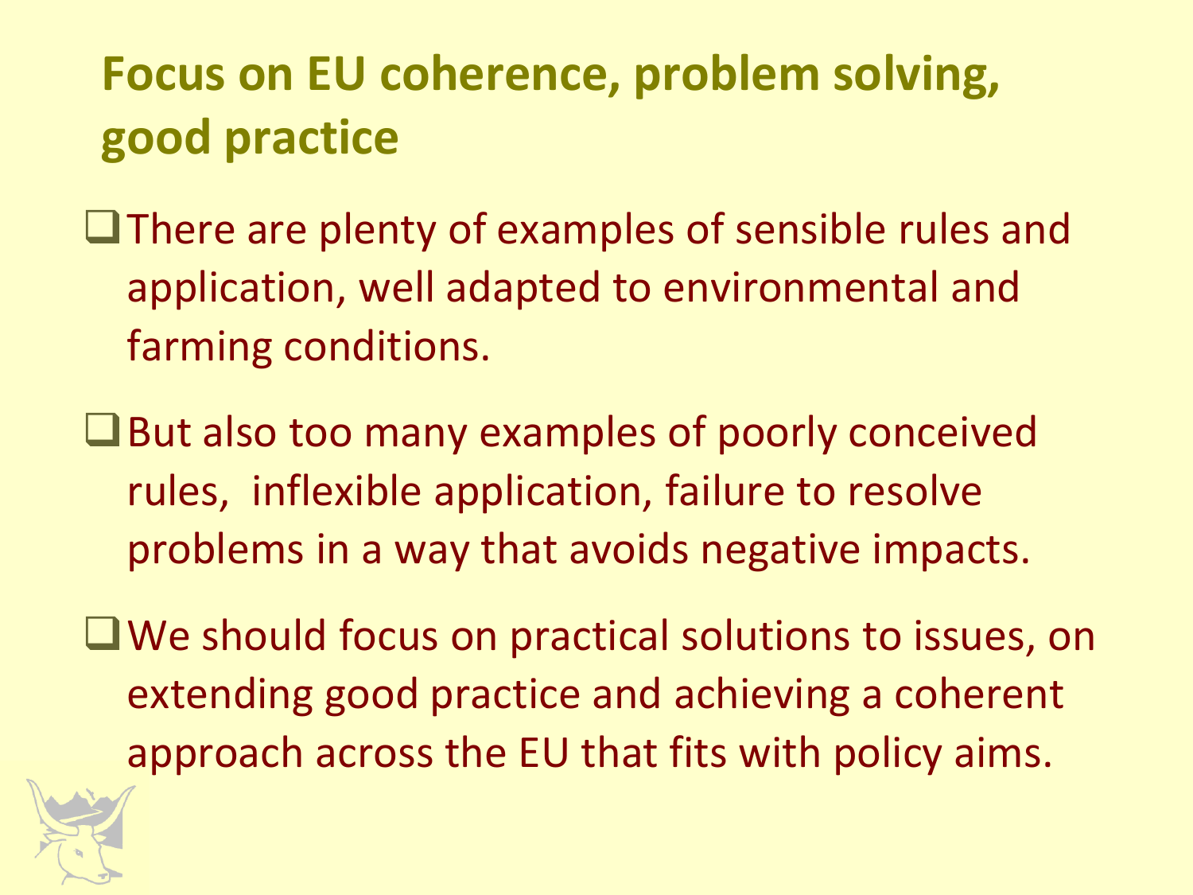## Focus on EU coherence, problem solving, good practice

- There are plenty of examples of sensible rules and application, well adapted to environmental and farming conditions.
- But also too many examples of poorly conceived rules, inflexible application, failure to resolve problems in a way that avoids negative impacts.
- We should focus on practical solutions to issues, on extending good practice and achieving a coherent approach across the EU that fits with policy aims.